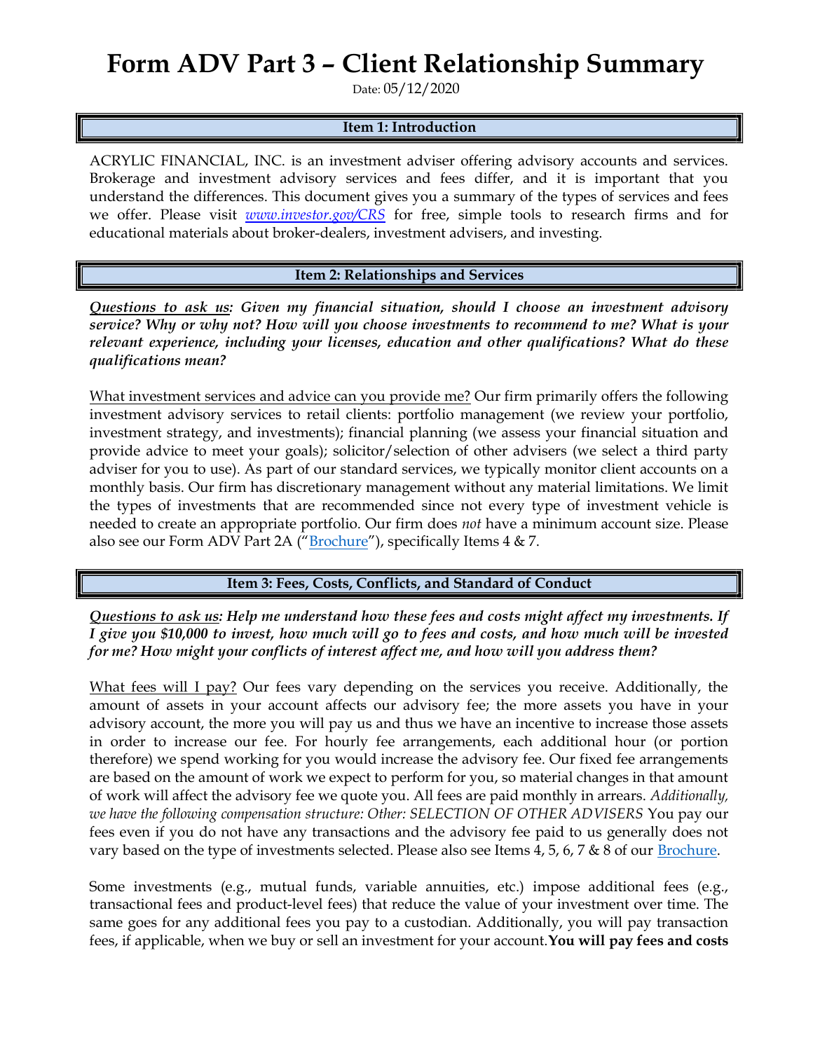# Form ADV Part 3 – Client Relationship Summary

Date: 05/12/2020

## Item 1: Introduction

ACRYLIC FINANCIAL, INC. is an investment adviser offering advisory accounts and services. Brokerage and investment advisory services and fees differ, and it is important that you understand the differences. This document gives you a summary of the types of services and fees we offer. Please visit *[www.investor.gov/CRS](www.investor.gov/CRS)* for free, simple tools to research firms and for educational materials about broker-dealers, investment advisers, and investing.

## Item 2: Relationships and Services

***Questions to ask us*: Given my financial situation, should I choose an investment advisory service? Why or why not? How will you choose investments to recommend to me? What is your relevant experience, including your licenses, education and other qualifications? What do these qualifications mean?**

What investment services and advice can you provide me? Our firm primarily offers the following investment advisory services to retail clients: portfolio management (we review your portfolio, investment strategy, and investments); financial planning (we assess your financial situation and provide advice to meet your goals); solicitor/selection of other advisers (we select a third party adviser for you to use). As part of our standard services, we typically monitor client accounts on a monthly basis. Our firm has discretionary management without any material limitations. We limit the types of investments that are recommended since not every type of investment vehicle is needed to create an appropriate portfolio. Our firm does *not* have a minimum account size. Please also see our Form ADV Part 2A ("Brochure"), specifically Items 4 & 7.

## Item 3: Fees, Costs, Conflicts, and Standard of Conduct

***Questions to ask us*: Help me understand how these fees and costs might affect my investments. If I give you $10,000 to invest, how much will go to fees and costs, and how much will be invested for me? How might your conflicts of interest affect me, and how will you address them?**

What fees will I pay? Our fees vary depending on the services you receive. Additionally, the amount of assets in your account affects our advisory fee; the more assets you have in your advisory account, the more you will pay us and thus we have an incentive to increase those assets in order to increase our fee. For hourly fee arrangements, each additional hour (or portion therefore) we spend working for you would increase the advisory fee. Our fixed fee arrangements are based on the amount of work we expect to perform for you, so material changes in that amount of work will affect the advisory fee we quote you. All fees are paid monthly in arrears. *Additionally, we have the following compensation structure: Other: SELECTION OF OTHER ADVISERS* You pay our fees even if you do not have any transactions and the advisory fee paid to us generally does not vary based on the type of investments selected. Please also see Items 4, 5, 6, 7 & 8 of our Brochure.

Some investments (e.g., mutual funds, variable annuities, etc.) impose additional fees (e.g., transactional fees and product-level fees) that reduce the value of your investment over time. The same goes for any additional fees you pay to a custodian. Additionally, you will pay transaction fees, if applicable, when we buy or sell an investment for your account.**You will pay fees and costs**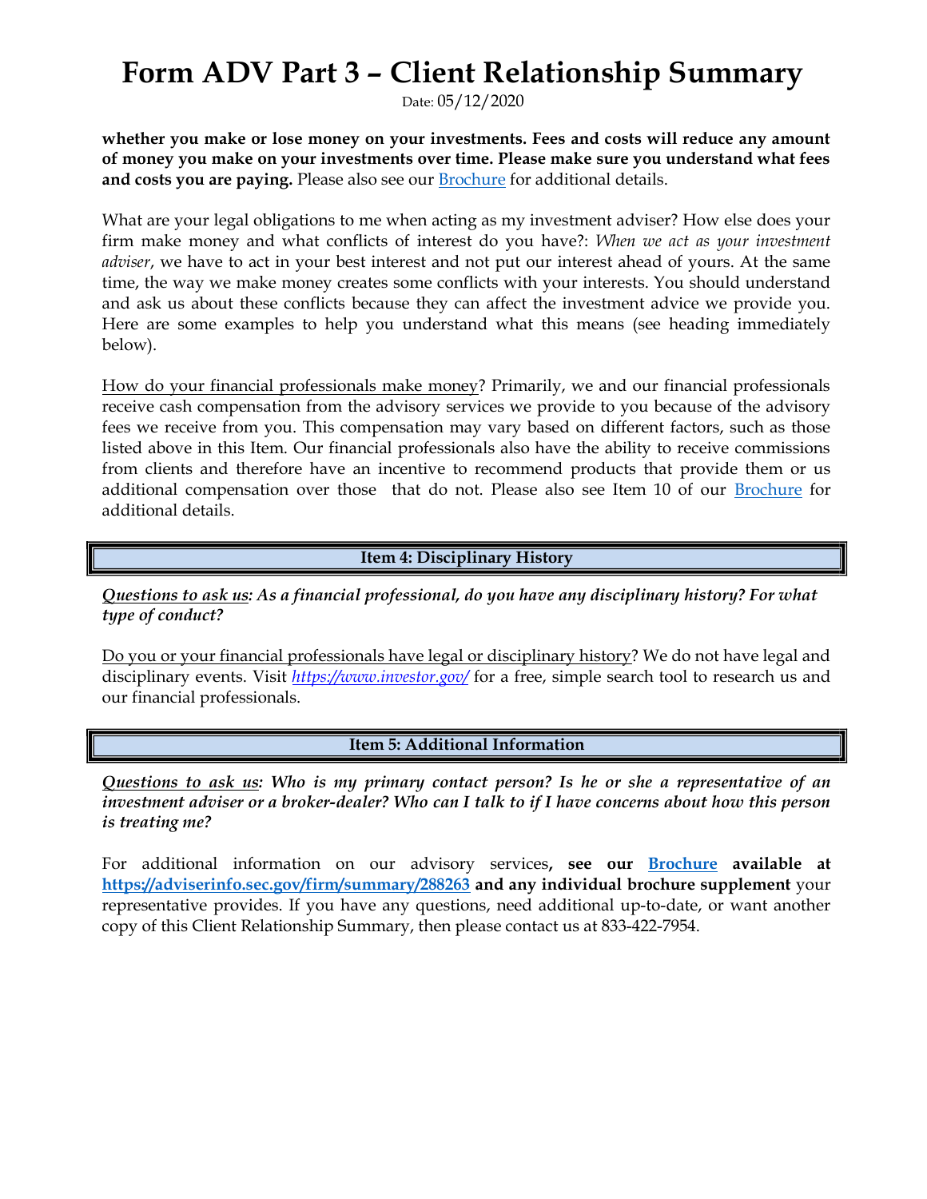# Form ADV Part 3 – Client Relationship Summary

Date: 05/12/2020

**whether you make or lose money on your investments. Fees and costs will reduce any amount of money you make on your investments over time. Please make sure you understand what fees and costs you are paying.** Please also see our Brochure for additional details.

What are your legal obligations to me when acting as my investment adviser? How else does your firm make money and what conflicts of interest do you have?: *When we act as your investment adviser*, we have to act in your best interest and not put our interest ahead of yours. At the same time, the way we make money creates some conflicts with your interests. You should understand and ask us about these conflicts because they can affect the investment advice we provide you. Here are some examples to help you understand what this means (see heading immediately below).

How do your financial professionals make money? Primarily, we and our financial professionals receive cash compensation from the advisory services we provide to you because of the advisory fees we receive from you. This compensation may vary based on different factors, such as those listed above in this Item. Our financial professionals also have the ability to receive commissions from clients and therefore have an incentive to recommend products that provide them or us additional compensation over those that do not. Please also see Item 10 of our Brochure for additional details.

## Item 4: Disciplinary History

***Questions to ask us*: As a financial professional, do you have any disciplinary history? For what type of conduct?**

Do you or your financial professionals have legal or disciplinary history? We do not have legal and disciplinary events. Visit *https://www.investor.gov/* for a free, simple search tool to research us and our financial professionals.

## Item 5: Additional Information

***Questions to ask us*: Who is my primary contact person? Is he or she a representative of an investment adviser or a broker-dealer? Who can I talk to if I have concerns about how this person is treating me?**

For additional information on our advisory services**, see our Brochure available at https://adviserinfo.sec.gov/firm/summary/288263 and any individual brochure supplement** your representative provides. If you have any questions, need additional up-to-date, or want another copy of this Client Relationship Summary, then please contact us at 833-422-7954.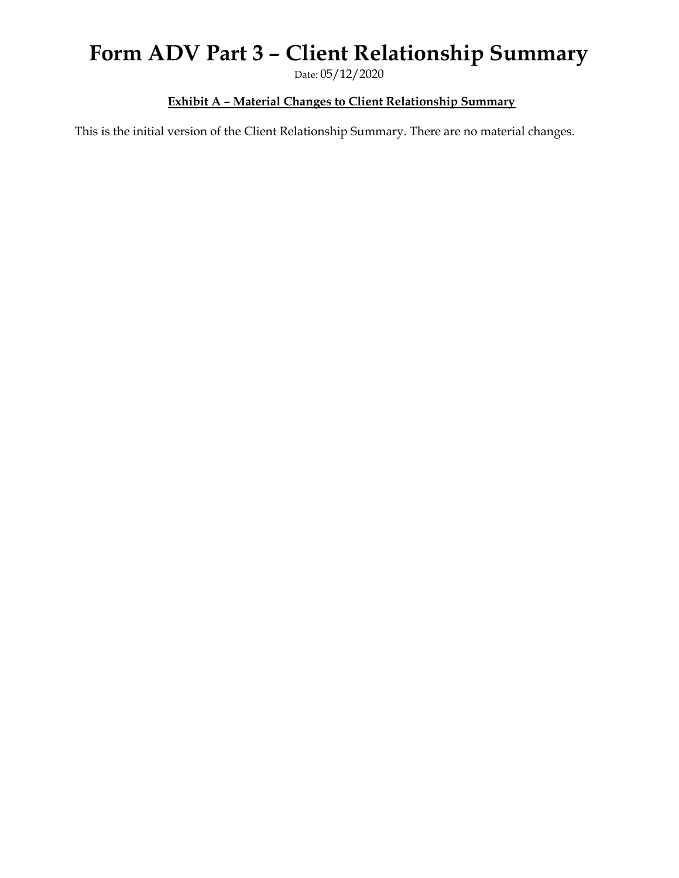# Form ADV Part 3 – Client Relationship Summary

Date: 05/12/2020

**Exhibit A – Material Changes to Client Relationship Summary**

This is the initial version of the Client Relationship Summary. There are no material changes.